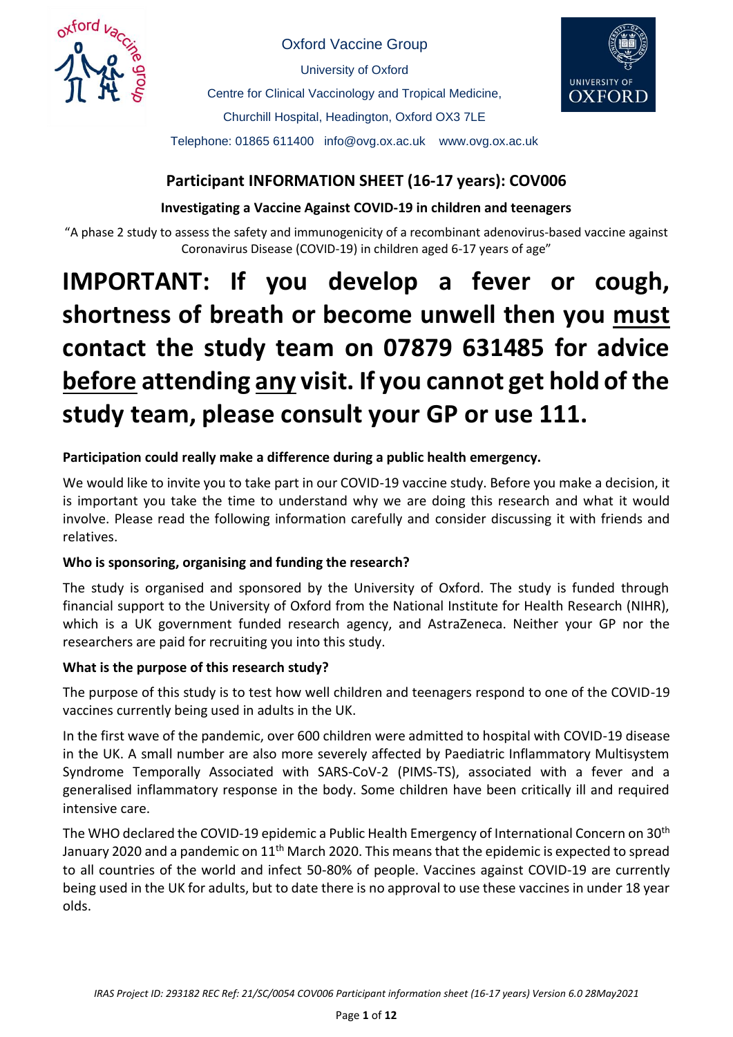Oxford Vaccine Group

University of Oxford

Centre for Clinical Vaccinology and Tropical Medicine,

Churchill Hospital, Headington, Oxford OX3 7LE

Telephone: 01865 611400 info@ovg.ox.ac.uk www.ovg.ox.ac.uk

## Participant INFORMATION SHEET (16-17 years): COV006

### Investigating a Vaccine Against COVID-19 in children and teenagers

"A phase 2 study to assess the safety and immunogenicity of a recombinant adenovirus-based vaccine against Coronavirus Disease (COVID-19) in children aged 6-17 years of age"

# IMPORTANT: If you develop a fever or cough, shortness of breath or become unwell then you <u>must</u> contact the study team on 07879 631485 for advice <u>before</u> attending <u>any</u> visit. If you cannot get hold of the study team, please consult your GP or use 111.

**Participation could really make a difference during a public health emergency.**

We would like to invite you to take part in our COVID-19 vaccine study. Before you make a decision, it is important you take the time to understand why we are doing this research and what it would involve. Please read the following information carefully and consider discussing it with friends and relatives.

**Who is sponsoring, organising and funding the research?**

The study is organised and sponsored by the University of Oxford. The study is funded through financial support to the University of Oxford from the National Institute for Health Research (NIHR), which is a UK government funded research agency, and AstraZeneca. Neither your GP nor the researchers are paid for recruiting you into this study.

**What is the purpose of this research study?**

The purpose of this study is to test how well children and teenagers respond to one of the COVID-19 vaccines currently being used in adults in the UK.

In the first wave of the pandemic, over 600 children were admitted to hospital with COVID-19 disease in the UK. A small number are also more severely affected by Paediatric Inflammatory Multisystem Syndrome Temporally Associated with SARS-CoV-2 (PIMS-TS), associated with a fever and a generalised inflammatory response in the body. Some children have been critically ill and required intensive care.

The WHO declared the COVID-19 epidemic a Public Health Emergency of International Concern on 30th January 2020 and a pandemic on 11th March 2020. This means that the epidemic is expected to spread to all countries of the world and infect 50-80% of people. Vaccines against COVID-19 are currently being used in the UK for adults, but to date there is no approval to use these vaccines in under 18 year olds.

*IRAS Project ID: 293182 REC Ref: 21/SC/0054 COV006 Participant information sheet (16-17 years) Version 6.0 28May2021*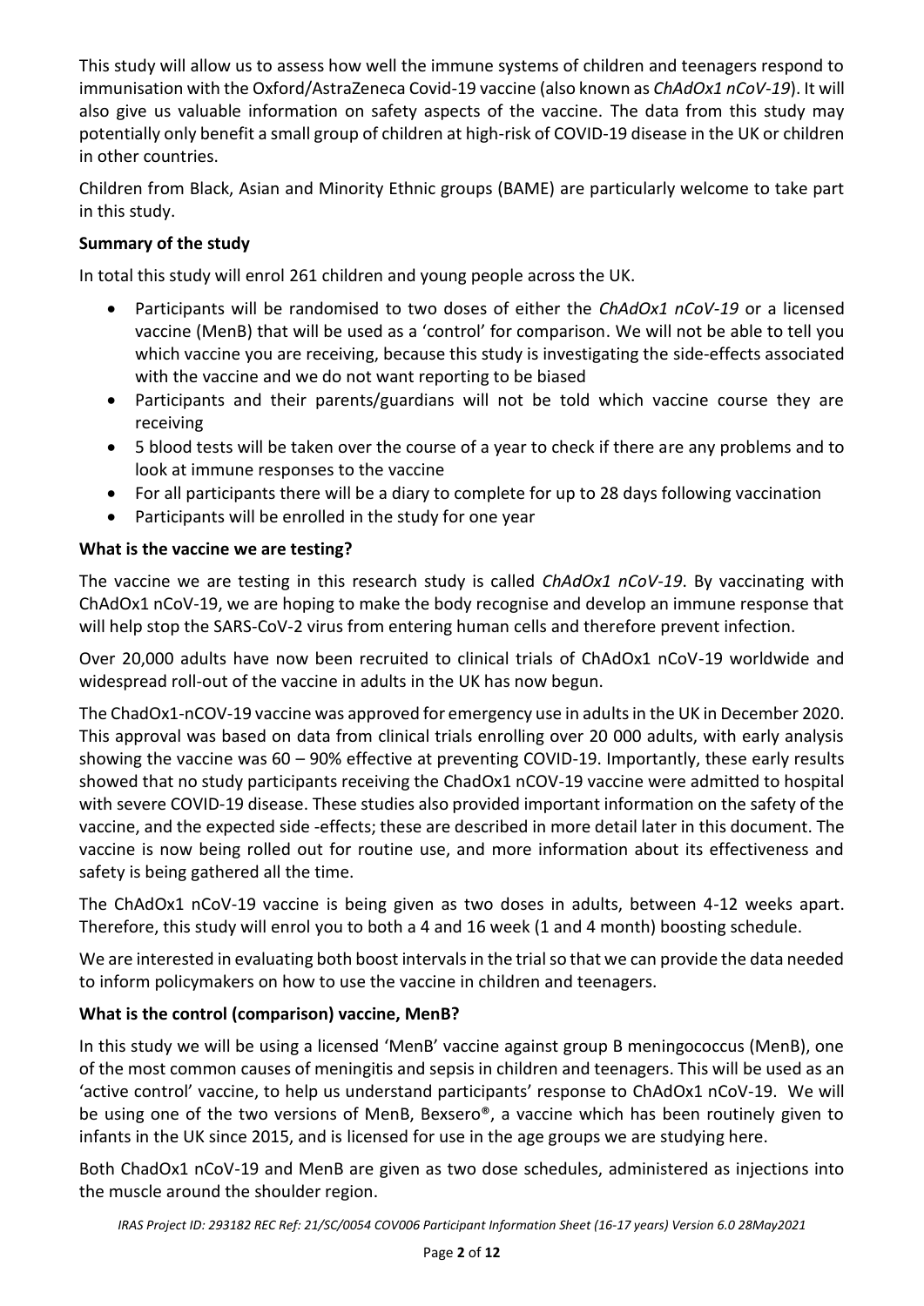This study will allow us to assess how well the immune systems of children and teenagers respond to immunisation with the Oxford/AstraZeneca Covid-19 vaccine (also known as *ChAdOx1 nCoV-19*). It will also give us valuable information on safety aspects of the vaccine. The data from this study may potentially only benefit a small group of children at high-risk of COVID-19 disease in the UK or children in other countries.

Children from Black, Asian and Minority Ethnic groups (BAME) are particularly welcome to take part in this study.

**Summary of the study**

In total this study will enrol 261 children and young people across the UK.

- Participants will be randomised to two doses of either the *ChAdOx1 nCoV-19* or a licensed vaccine (MenB) that will be used as a 'control' for comparison. We will not be able to tell you which vaccine you are receiving, because this study is investigating the side-effects associated with the vaccine and we do not want reporting to be biased
- Participants and their parents/guardians will not be told which vaccine course they are receiving
- 5 blood tests will be taken over the course of a year to check if there are any problems and to look at immune responses to the vaccine
- For all participants there will be a diary to complete for up to 28 days following vaccination
- Participants will be enrolled in the study for one year

**What is the vaccine we are testing?**

The vaccine we are testing in this research study is called *ChAdOx1 nCoV-19*. By vaccinating with ChAdOx1 nCoV-19, we are hoping to make the body recognise and develop an immune response that will help stop the SARS-CoV-2 virus from entering human cells and therefore prevent infection.

Over 20,000 adults have now been recruited to clinical trials of ChAdOx1 nCoV-19 worldwide and widespread roll-out of the vaccine in adults in the UK has now begun.

The ChadOx1-nCOV-19 vaccine was approved for emergency use in adults in the UK in December 2020. This approval was based on data from clinical trials enrolling over 20 000 adults, with early analysis showing the vaccine was 60 – 90% effective at preventing COVID-19. Importantly, these early results showed that no study participants receiving the ChadOx1 nCOV-19 vaccine were admitted to hospital with severe COVID-19 disease. These studies also provided important information on the safety of the vaccine, and the expected side -effects; these are described in more detail later in this document. The vaccine is now being rolled out for routine use, and more information about its effectiveness and safety is being gathered all the time.

The ChAdOx1 nCoV-19 vaccine is being given as two doses in adults, between 4-12 weeks apart. Therefore, this study will enrol you to both a 4 and 16 week (1 and 4 month) boosting schedule.

We are interested in evaluating both boost intervals in the trial so that we can provide the data needed to inform policymakers on how to use the vaccine in children and teenagers.

**What is the control (comparison) vaccine, MenB?**

In this study we will be using a licensed 'MenB' vaccine against group B meningococcus (MenB), one of the most common causes of meningitis and sepsis in children and teenagers. This will be used as an 'active control' vaccine, to help us understand participants' response to ChAdOx1 nCoV-19. We will be using one of the two versions of MenB, Bexsero®, a vaccine which has been routinely given to infants in the UK since 2015, and is licensed for use in the age groups we are studying here.

Both ChadOx1 nCoV-19 and MenB are given as two dose schedules, administered as injections into the muscle around the shoulder region.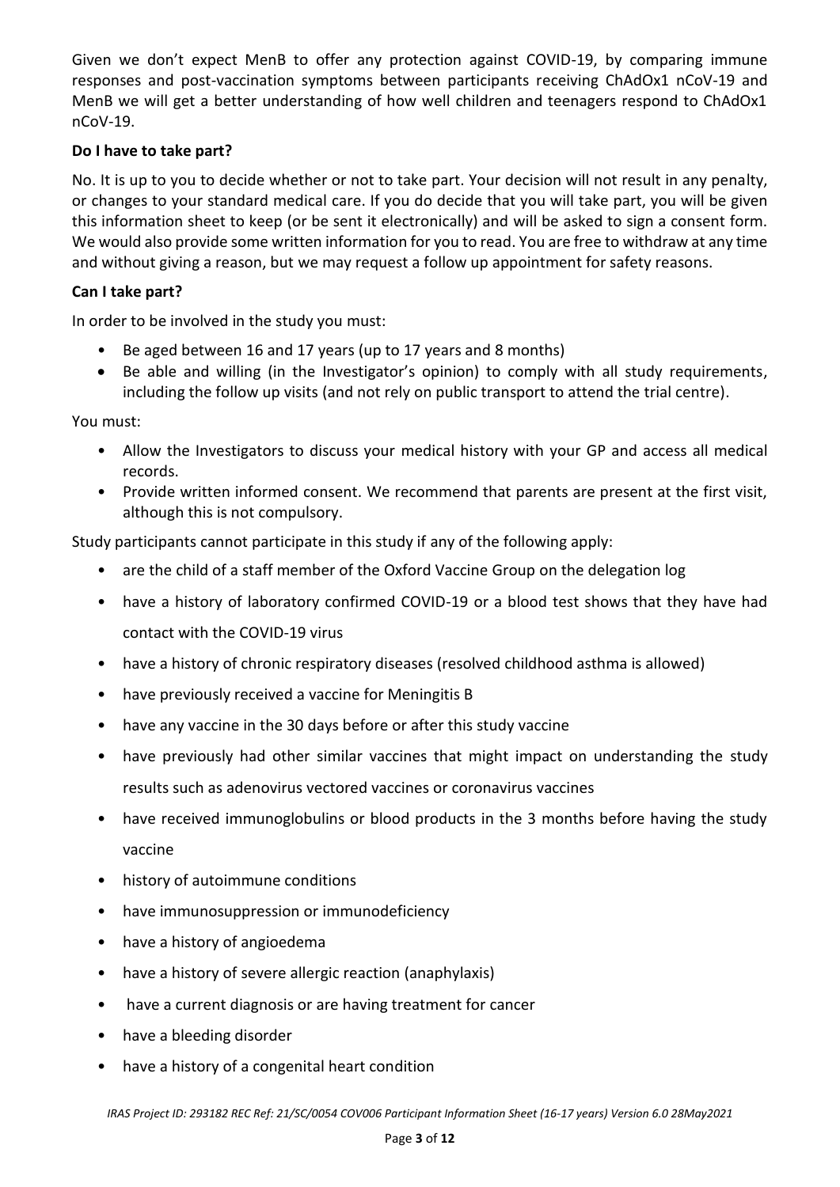Given we don't expect MenB to offer any protection against COVID-19, by comparing immune responses and post-vaccination symptoms between participants receiving ChAdOx1 nCoV-19 and MenB we will get a better understanding of how well children and teenagers respond to ChAdOx1 nCoV-19.

**Do I have to take part?**

No. It is up to you to decide whether or not to take part. Your decision will not result in any penalty, or changes to your standard medical care. If you do decide that you will take part, you will be given this information sheet to keep (or be sent it electronically) and will be asked to sign a consent form. We would also provide some written information for you to read. You are free to withdraw at any time and without giving a reason, but we may request a follow up appointment for safety reasons.

**Can I take part?**

In order to be involved in the study you must:

- Be aged between 16 and 17 years (up to 17 years and 8 months)
- Be able and willing (in the Investigator's opinion) to comply with all study requirements, including the follow up visits (and not rely on public transport to attend the trial centre).

You must:

- Allow the Investigators to discuss your medical history with your GP and access all medical records.
- Provide written informed consent. We recommend that parents are present at the first visit, although this is not compulsory.

Study participants cannot participate in this study if any of the following apply:

- are the child of a staff member of the Oxford Vaccine Group on the delegation log
- have a history of laboratory confirmed COVID-19 or a blood test shows that they have had contact with the COVID-19 virus
- have a history of chronic respiratory diseases (resolved childhood asthma is allowed)
- have previously received a vaccine for Meningitis B
- have any vaccine in the 30 days before or after this study vaccine
- have previously had other similar vaccines that might impact on understanding the study results such as adenovirus vectored vaccines or coronavirus vaccines
- have received immunoglobulins or blood products in the 3 months before having the study vaccine
- history of autoimmune conditions
- have immunosuppression or immunodeficiency
- have a history of angioedema
- have a history of severe allergic reaction (anaphylaxis)
- have a current diagnosis or are having treatment for cancer
- have a bleeding disorder
- have a history of a congenital heart condition

*IRAS Project ID: 293182 REC Ref: 21/SC/0054 COV006 Participant Information Sheet (16-17 years) Version 6.0 28May2021*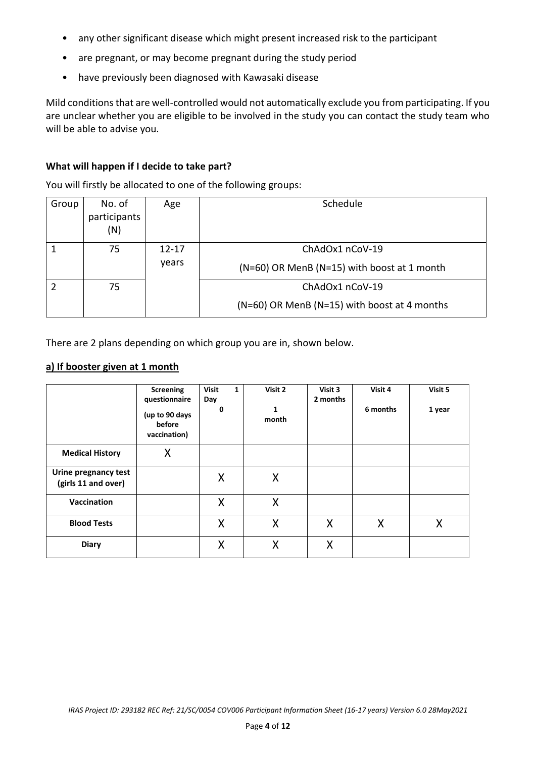- any other significant disease which might present increased risk to the participant
- are pregnant, or may become pregnant during the study period
- have previously been diagnosed with Kawasaki disease

Mild conditions that are well-controlled would not automatically exclude you from participating. If you are unclear whether you are eligible to be involved in the study you can contact the study team who will be able to advise you.

**What will happen if I decide to take part?**

You will firstly be allocated to one of the following groups:

| Group | No. of participants (N) | Age | Schedule |
|---|---|---|---|
| 1 | 75 | 12-17 years | ChAdOx1 nCoV-19 (N=60) OR MenB (N=15) with boost at 1 month |
| 2 | 75 | | ChAdOx1 nCoV-19 (N=60) OR MenB (N=15) with boost at 4 months |

There are 2 plans depending on which group you are in, shown below.

**a) If booster given at 1 month**

| | Screening questionnaire (up to 90 days before vaccination) | Visit 1 Day 0 | Visit 2 1 month | Visit 3 2 months | Visit 4 6 months | Visit 5 1 year |
|---|---|---|---|---|---|---|
| **Medical History** | X | | | | | |
| **Urine pregnancy test (girls 11 and over)** | | X | X | | | |
| **Vaccination** | | X | X | | | |
| **Blood Tests** | | X | X | X | X | X |
| **Diary** | | X | X | X | | |

*IRAS Project ID: 293182 REC Ref: 21/SC/0054 COV006 Participant Information Sheet (16-17 years) Version 6.0 28May2021*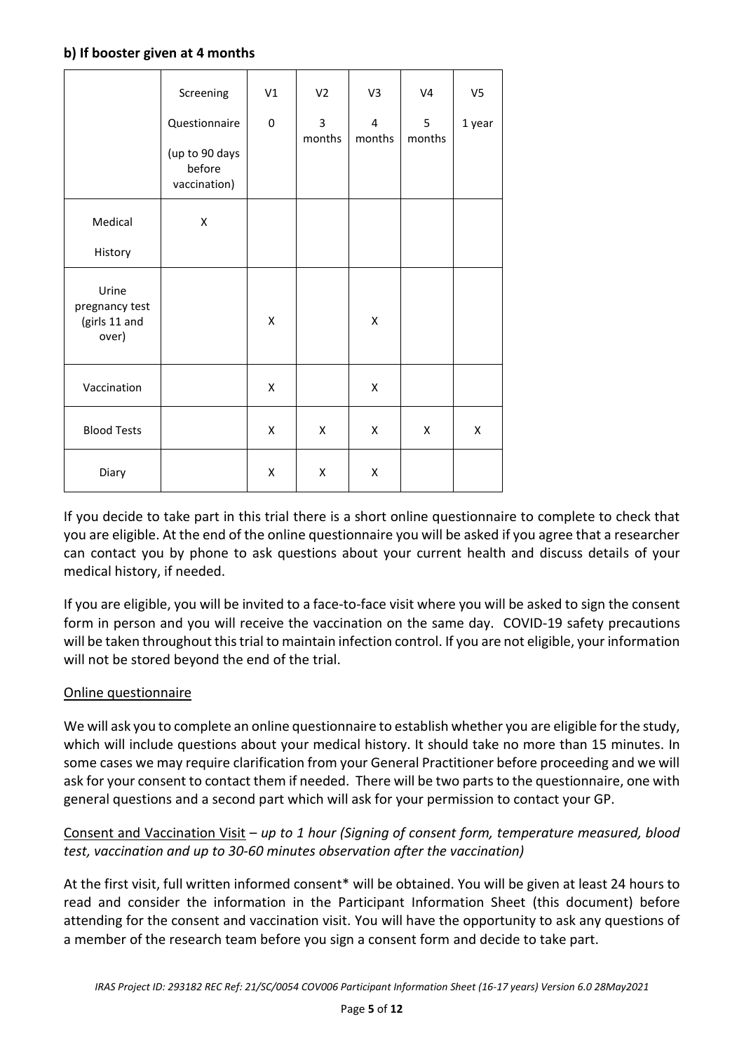**b) If booster given at 4 months**

| | Screening Questionnaire (up to 90 days before vaccination) | V1 0 | V2 3 months | V3 4 months | V4 5 months | V5 1 year |
|---|---|---|---|---|---|---|
| Medical History | X | | | | | |
| Urine pregnancy test (girls 11 and over) | | X | | X | | |
| Vaccination | | X | | X | | |
| Blood Tests | | X | X | X | X | X |
| Diary | | X | X | X | | |

If you decide to take part in this trial there is a short online questionnaire to complete to check that you are eligible. At the end of the online questionnaire you will be asked if you agree that a researcher can contact you by phone to ask questions about your current health and discuss details of your medical history, if needed.

If you are eligible, you will be invited to a face-to-face visit where you will be asked to sign the consent form in person and you will receive the vaccination on the same day. COVID-19 safety precautions will be taken throughout this trial to maintain infection control. If you are not eligible, your information will not be stored beyond the end of the trial.

<u>Online questionnaire</u>

We will ask you to complete an online questionnaire to establish whether you are eligible for the study, which will include questions about your medical history. It should take no more than 15 minutes. In some cases we may require clarification from your General Practitioner before proceeding and we will ask for your consent to contact them if needed. There will be two parts to the questionnaire, one with general questions and a second part which will ask for your permission to contact your GP.

<u>Consent and Vaccination Visit</u> – *up to 1 hour (Signing of consent form, temperature measured, blood test, vaccination and up to 30-60 minutes observation after the vaccination)*

At the first visit, full written informed consent* will be obtained. You will be given at least 24 hours to read and consider the information in the Participant Information Sheet (this document) before attending for the consent and vaccination visit. You will have the opportunity to ask any questions of a member of the research team before you sign a consent form and decide to take part.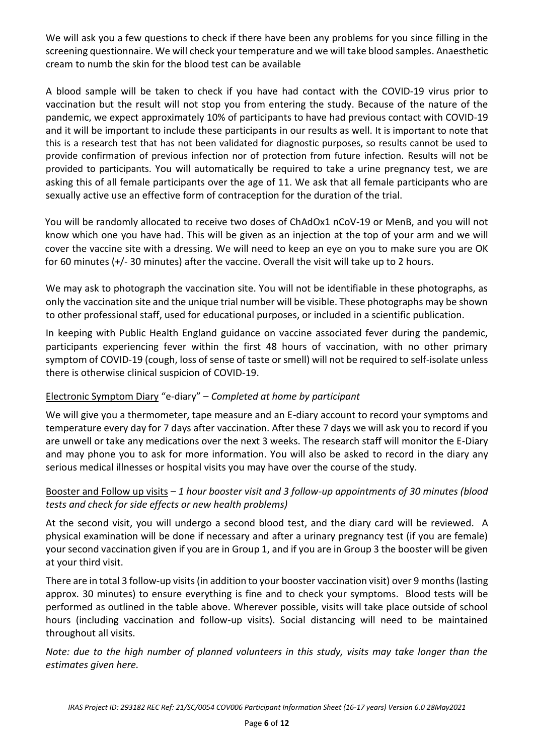We will ask you a few questions to check if there have been any problems for you since filling in the screening questionnaire. We will check your temperature and we will take blood samples. Anaesthetic cream to numb the skin for the blood test can be available

A blood sample will be taken to check if you have had contact with the COVID-19 virus prior to vaccination but the result will not stop you from entering the study. Because of the nature of the pandemic, we expect approximately 10% of participants to have had previous contact with COVID-19 and it will be important to include these participants in our results as well. It is important to note that this is a research test that has not been validated for diagnostic purposes, so results cannot be used to provide confirmation of previous infection nor of protection from future infection. Results will not be provided to participants. You will automatically be required to take a urine pregnancy test, we are asking this of all female participants over the age of 11. We ask that all female participants who are sexually active use an effective form of contraception for the duration of the trial.

You will be randomly allocated to receive two doses of ChAdOx1 nCoV-19 or MenB, and you will not know which one you have had. This will be given as an injection at the top of your arm and we will cover the vaccine site with a dressing. We will need to keep an eye on you to make sure you are OK for 60 minutes (+/- 30 minutes) after the vaccine. Overall the visit will take up to 2 hours.

We may ask to photograph the vaccination site. You will not be identifiable in these photographs, as only the vaccination site and the unique trial number will be visible. These photographs may be shown to other professional staff, used for educational purposes, or included in a scientific publication.

In keeping with Public Health England guidance on vaccine associated fever during the pandemic, participants experiencing fever within the first 48 hours of vaccination, with no other primary symptom of COVID-19 (cough, loss of sense of taste or smell) will not be required to self-isolate unless there is otherwise clinical suspicion of COVID-19.

Electronic Symptom Diary "e-diary" – *Completed at home by participant*

We will give you a thermometer, tape measure and an E-diary account to record your symptoms and temperature every day for 7 days after vaccination. After these 7 days we will ask you to record if you are unwell or take any medications over the next 3 weeks. The research staff will monitor the E-Diary and may phone you to ask for more information. You will also be asked to record in the diary any serious medical illnesses or hospital visits you may have over the course of the study.

Booster and Follow up visits – *1 hour booster visit and 3 follow-up appointments of 30 minutes (blood tests and check for side effects or new health problems)*

At the second visit, you will undergo a second blood test, and the diary card will be reviewed. A physical examination will be done if necessary and after a urinary pregnancy test (if you are female) your second vaccination given if you are in Group 1, and if you are in Group 3 the booster will be given at your third visit.

There are in total 3 follow-up visits (in addition to your booster vaccination visit) over 9 months (lasting approx. 30 minutes) to ensure everything is fine and to check your symptoms. Blood tests will be performed as outlined in the table above. Wherever possible, visits will take place outside of school hours (including vaccination and follow-up visits). Social distancing will need to be maintained throughout all visits.

*Note: due to the high number of planned volunteers in this study, visits may take longer than the estimates given here.*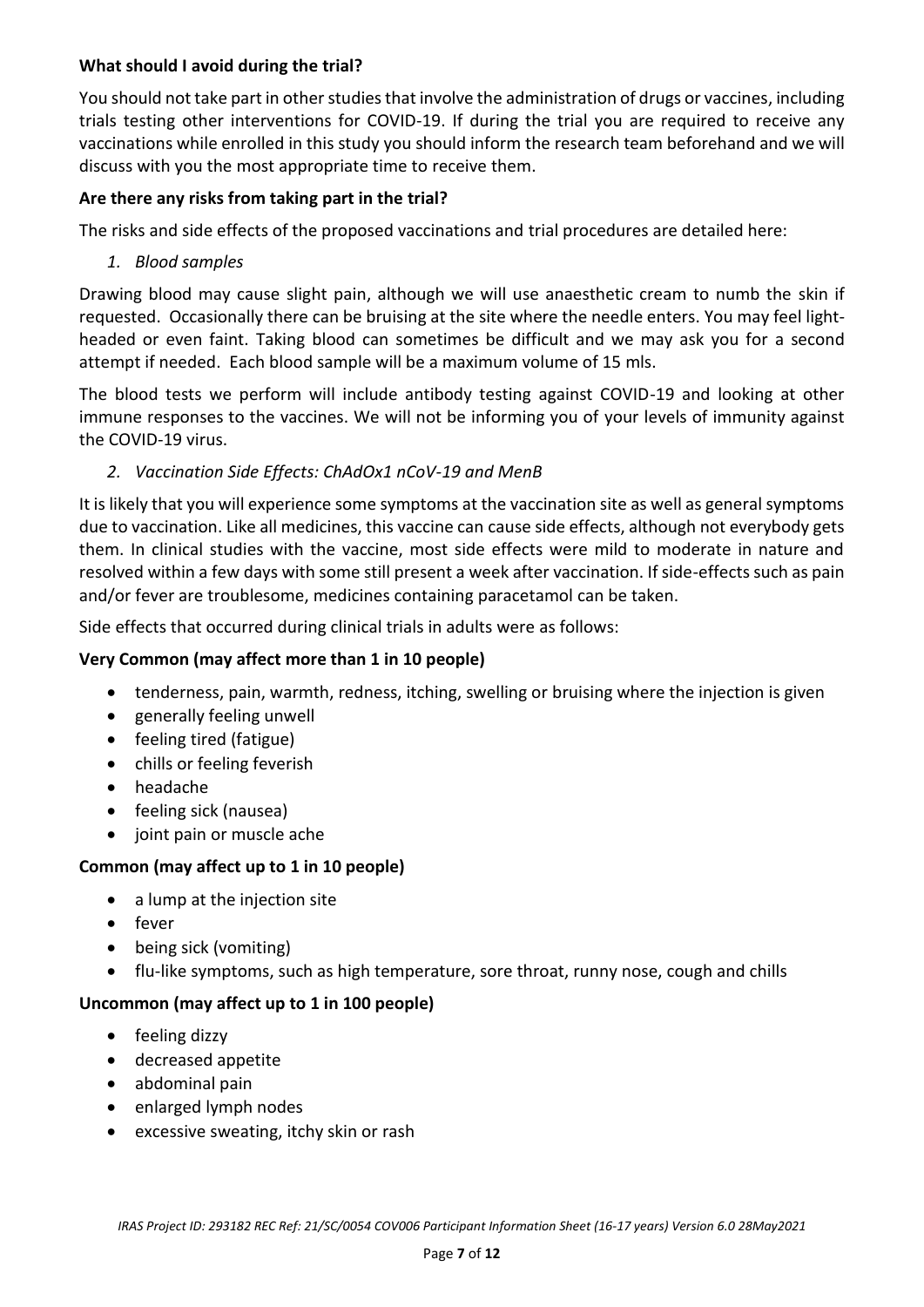**What should I avoid during the trial?**

You should not take part in other studies that involve the administration of drugs or vaccines, including trials testing other interventions for COVID-19. If during the trial you are required to receive any vaccinations while enrolled in this study you should inform the research team beforehand and we will discuss with you the most appropriate time to receive them.

**Are there any risks from taking part in the trial?**

The risks and side effects of the proposed vaccinations and trial procedures are detailed here:

1. *Blood samples*

Drawing blood may cause slight pain, although we will use anaesthetic cream to numb the skin if requested. Occasionally there can be bruising at the site where the needle enters. You may feel light-headed or even faint. Taking blood can sometimes be difficult and we may ask you for a second attempt if needed. Each blood sample will be a maximum volume of 15 mls.

The blood tests we perform will include antibody testing against COVID-19 and looking at other immune responses to the vaccines. We will not be informing you of your levels of immunity against the COVID-19 virus.

2. *Vaccination Side Effects: ChAdOx1 nCoV-19 and MenB*

It is likely that you will experience some symptoms at the vaccination site as well as general symptoms due to vaccination. Like all medicines, this vaccine can cause side effects, although not everybody gets them. In clinical studies with the vaccine, most side effects were mild to moderate in nature and resolved within a few days with some still present a week after vaccination. If side-effects such as pain and/or fever are troublesome, medicines containing paracetamol can be taken.

Side effects that occurred during clinical trials in adults were as follows:

**Very Common (may affect more than 1 in 10 people)**

- tenderness, pain, warmth, redness, itching, swelling or bruising where the injection is given
- generally feeling unwell
- feeling tired (fatigue)
- chills or feeling feverish
- headache
- feeling sick (nausea)
- joint pain or muscle ache

**Common (may affect up to 1 in 10 people)**

- a lump at the injection site
- fever
- being sick (vomiting)
- flu-like symptoms, such as high temperature, sore throat, runny nose, cough and chills

**Uncommon (may affect up to 1 in 100 people)**

- feeling dizzy
- decreased appetite
- abdominal pain
- enlarged lymph nodes
- excessive sweating, itchy skin or rash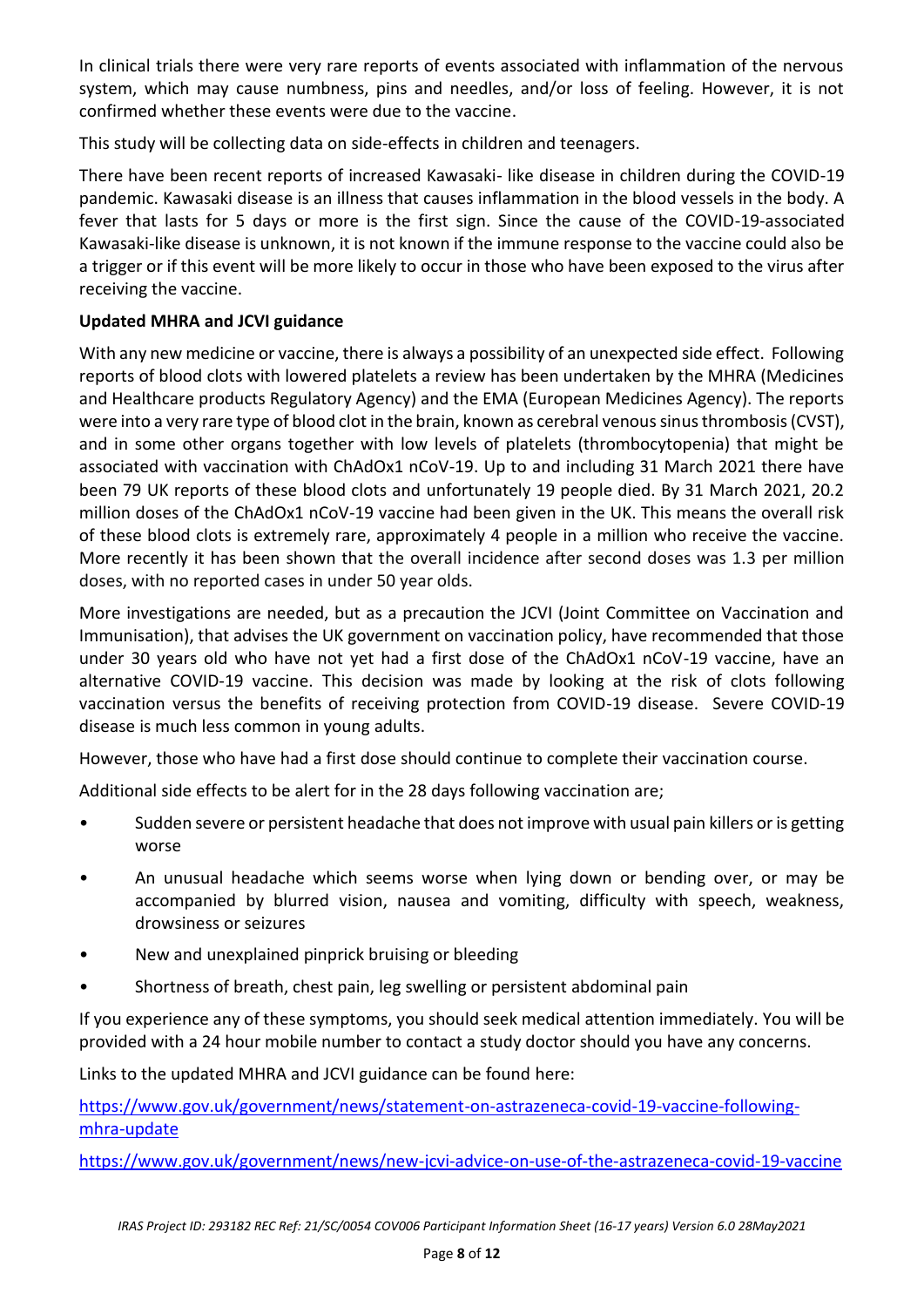In clinical trials there were very rare reports of events associated with inflammation of the nervous system, which may cause numbness, pins and needles, and/or loss of feeling. However, it is not confirmed whether these events were due to the vaccine.

This study will be collecting data on side-effects in children and teenagers.

There have been recent reports of increased Kawasaki- like disease in children during the COVID-19 pandemic. Kawasaki disease is an illness that causes inflammation in the blood vessels in the body. A fever that lasts for 5 days or more is the first sign. Since the cause of the COVID-19-associated Kawasaki-like disease is unknown, it is not known if the immune response to the vaccine could also be a trigger or if this event will be more likely to occur in those who have been exposed to the virus after receiving the vaccine.

**Updated MHRA and JCVI guidance**

With any new medicine or vaccine, there is always a possibility of an unexpected side effect. Following reports of blood clots with lowered platelets a review has been undertaken by the MHRA (Medicines and Healthcare products Regulatory Agency) and the EMA (European Medicines Agency). The reports were into a very rare type of blood clot in the brain, known as cerebral venous sinus thrombosis (CVST), and in some other organs together with low levels of platelets (thrombocytopenia) that might be associated with vaccination with ChAdOx1 nCoV-19. Up to and including 31 March 2021 there have been 79 UK reports of these blood clots and unfortunately 19 people died. By 31 March 2021, 20.2 million doses of the ChAdOx1 nCoV-19 vaccine had been given in the UK. This means the overall risk of these blood clots is extremely rare, approximately 4 people in a million who receive the vaccine. More recently it has been shown that the overall incidence after second doses was 1.3 per million doses, with no reported cases in under 50 year olds.

More investigations are needed, but as a precaution the JCVI (Joint Committee on Vaccination and Immunisation), that advises the UK government on vaccination policy, have recommended that those under 30 years old who have not yet had a first dose of the ChAdOx1 nCoV-19 vaccine, have an alternative COVID-19 vaccine. This decision was made by looking at the risk of clots following vaccination versus the benefits of receiving protection from COVID-19 disease. Severe COVID-19 disease is much less common in young adults.

However, those who have had a first dose should continue to complete their vaccination course.

Additional side effects to be alert for in the 28 days following vaccination are;

- Sudden severe or persistent headache that does not improve with usual pain killers or is getting worse
- An unusual headache which seems worse when lying down or bending over, or may be accompanied by blurred vision, nausea and vomiting, difficulty with speech, weakness, drowsiness or seizures
- New and unexplained pinprick bruising or bleeding
- Shortness of breath, chest pain, leg swelling or persistent abdominal pain

If you experience any of these symptoms, you should seek medical attention immediately. You will be provided with a 24 hour mobile number to contact a study doctor should you have any concerns.

Links to the updated MHRA and JCVI guidance can be found here:

https://www.gov.uk/government/news/statement-on-astrazeneca-covid-19-vaccine-following-mhra-update

https://www.gov.uk/government/news/new-jcvi-advice-on-use-of-the-astrazeneca-covid-19-vaccine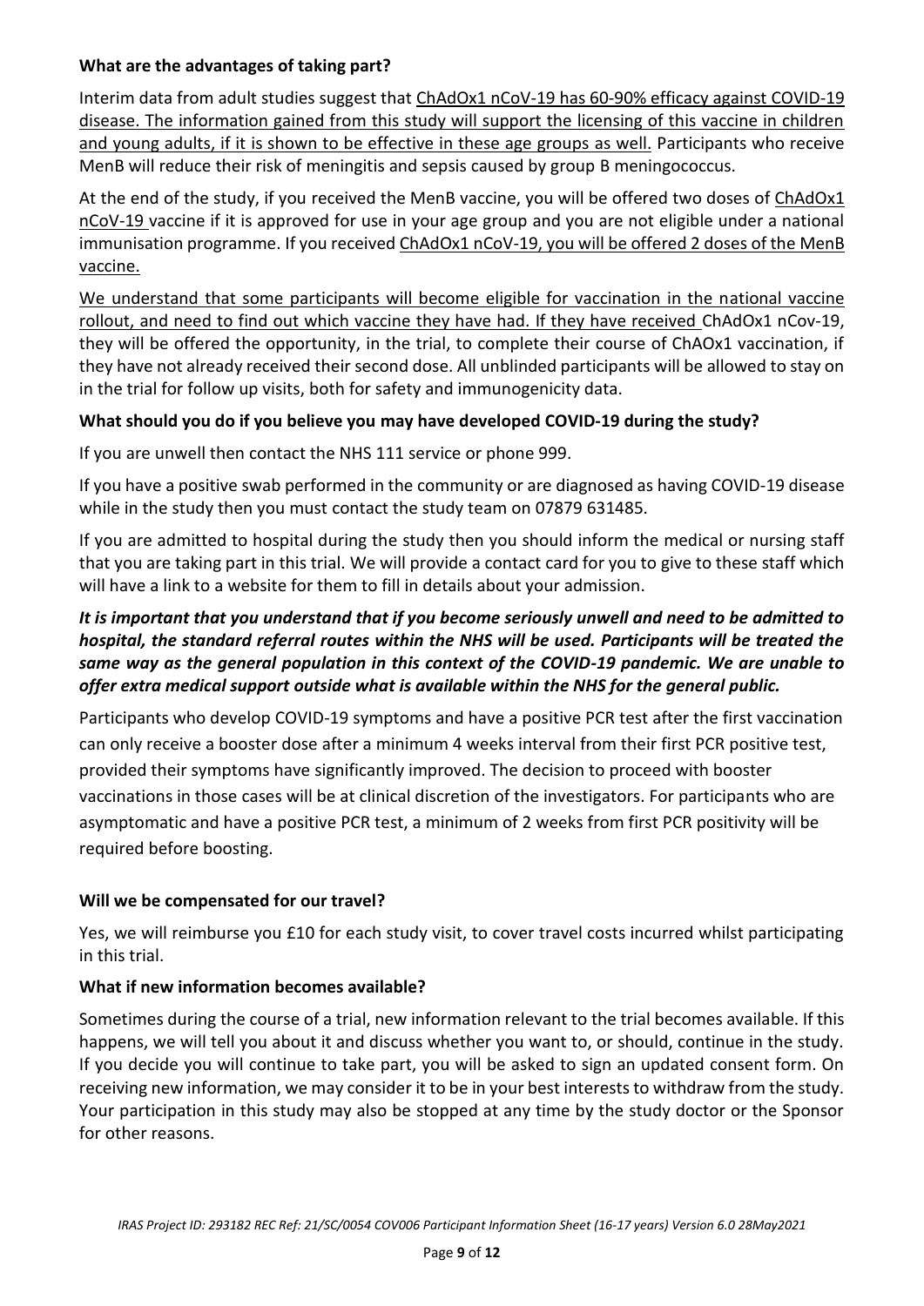### What are the advantages of taking part?

Interim data from adult studies suggest that ChAdOx1 nCoV-19 has 60-90% efficacy against COVID-19 disease. The information gained from this study will support the licensing of this vaccine in children and young adults, if it is shown to be effective in these age groups as well. Participants who receive MenB will reduce their risk of meningitis and sepsis caused by group B meningococcus.

At the end of the study, if you received the MenB vaccine, you will be offered two doses of ChAdOx1 nCoV-19 vaccine if it is approved for use in your age group and you are not eligible under a national immunisation programme. If you received ChAdOx1 nCoV-19, you will be offered 2 doses of the MenB vaccine.

We understand that some participants will become eligible for vaccination in the national vaccine rollout, and need to find out which vaccine they have had. If they have received ChAdOx1 nCov-19, they will be offered the opportunity, in the trial, to complete their course of ChAOx1 vaccination, if they have not already received their second dose. All unblinded participants will be allowed to stay on in the trial for follow up visits, both for safety and immunogenicity data.

### What should you do if you believe you may have developed COVID-19 during the study?

If you are unwell then contact the NHS 111 service or phone 999.

If you have a positive swab performed in the community or are diagnosed as having COVID-19 disease while in the study then you must contact the study team on 07879 631485.

If you are admitted to hospital during the study then you should inform the medical or nursing staff that you are taking part in this trial. We will provide a contact card for you to give to these staff which will have a link to a website for them to fill in details about your admission.

***It is important that you understand that if you become seriously unwell and need to be admitted to hospital, the standard referral routes within the NHS will be used. Participants will be treated the same way as the general population in this context of the COVID-19 pandemic. We are unable to offer extra medical support outside what is available within the NHS for the general public.***

Participants who develop COVID-19 symptoms and have a positive PCR test after the first vaccination can only receive a booster dose after a minimum 4 weeks interval from their first PCR positive test, provided their symptoms have significantly improved. The decision to proceed with booster vaccinations in those cases will be at clinical discretion of the investigators. For participants who are asymptomatic and have a positive PCR test, a minimum of 2 weeks from first PCR positivity will be required before boosting.

### Will we be compensated for our travel?

Yes, we will reimburse you £10 for each study visit, to cover travel costs incurred whilst participating in this trial.

### What if new information becomes available?

Sometimes during the course of a trial, new information relevant to the trial becomes available. If this happens, we will tell you about it and discuss whether you want to, or should, continue in the study. If you decide you will continue to take part, you will be asked to sign an updated consent form. On receiving new information, we may consider it to be in your best interests to withdraw from the study. Your participation in this study may also be stopped at any time by the study doctor or the Sponsor for other reasons.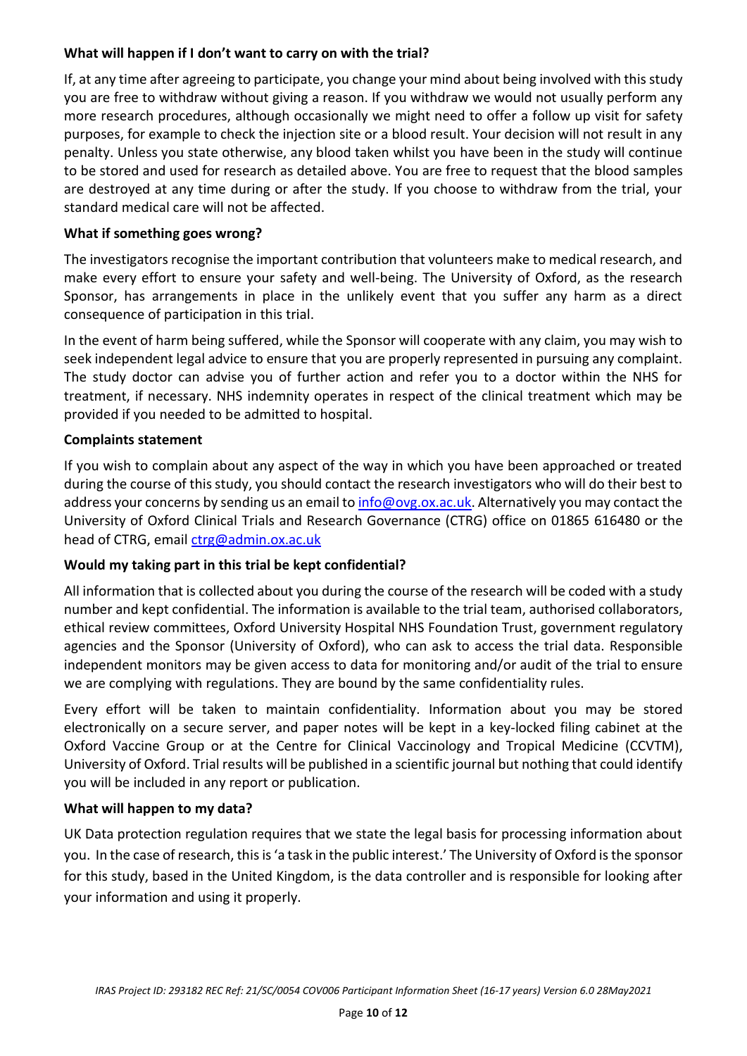### What will happen if I don't want to carry on with the trial?

If, at any time after agreeing to participate, you change your mind about being involved with this study you are free to withdraw without giving a reason. If you withdraw we would not usually perform any more research procedures, although occasionally we might need to offer a follow up visit for safety purposes, for example to check the injection site or a blood result. Your decision will not result in any penalty. Unless you state otherwise, any blood taken whilst you have been in the study will continue to be stored and used for research as detailed above. You are free to request that the blood samples are destroyed at any time during or after the study. If you choose to withdraw from the trial, your standard medical care will not be affected.

### What if something goes wrong?

The investigators recognise the important contribution that volunteers make to medical research, and make every effort to ensure your safety and well-being. The University of Oxford, as the research Sponsor, has arrangements in place in the unlikely event that you suffer any harm as a direct consequence of participation in this trial.

In the event of harm being suffered, while the Sponsor will cooperate with any claim, you may wish to seek independent legal advice to ensure that you are properly represented in pursuing any complaint. The study doctor can advise you of further action and refer you to a doctor within the NHS for treatment, if necessary. NHS indemnity operates in respect of the clinical treatment which may be provided if you needed to be admitted to hospital.

### Complaints statement

If you wish to complain about any aspect of the way in which you have been approached or treated during the course of this study, you should contact the research investigators who will do their best to address your concerns by sending us an email to [info@ovg.ox.ac.uk](mailto:info@ovg.ox.ac.uk). Alternatively you may contact the University of Oxford Clinical Trials and Research Governance (CTRG) office on 01865 616480 or the head of CTRG, email [ctrg@admin.ox.ac.uk](mailto:ctrg@admin.ox.ac.uk)

### Would my taking part in this trial be kept confidential?

All information that is collected about you during the course of the research will be coded with a study number and kept confidential. The information is available to the trial team, authorised collaborators, ethical review committees, Oxford University Hospital NHS Foundation Trust, government regulatory agencies and the Sponsor (University of Oxford), who can ask to access the trial data. Responsible independent monitors may be given access to data for monitoring and/or audit of the trial to ensure we are complying with regulations. They are bound by the same confidentiality rules.

Every effort will be taken to maintain confidentiality. Information about you may be stored electronically on a secure server, and paper notes will be kept in a key-locked filing cabinet at the Oxford Vaccine Group or at the Centre for Clinical Vaccinology and Tropical Medicine (CCVTM), University of Oxford. Trial results will be published in a scientific journal but nothing that could identify you will be included in any report or publication.

### What will happen to my data?

UK Data protection regulation requires that we state the legal basis for processing information about you. In the case of research, this is 'a task in the public interest.' The University of Oxford is the sponsor for this study, based in the United Kingdom, is the data controller and is responsible for looking after your information and using it properly.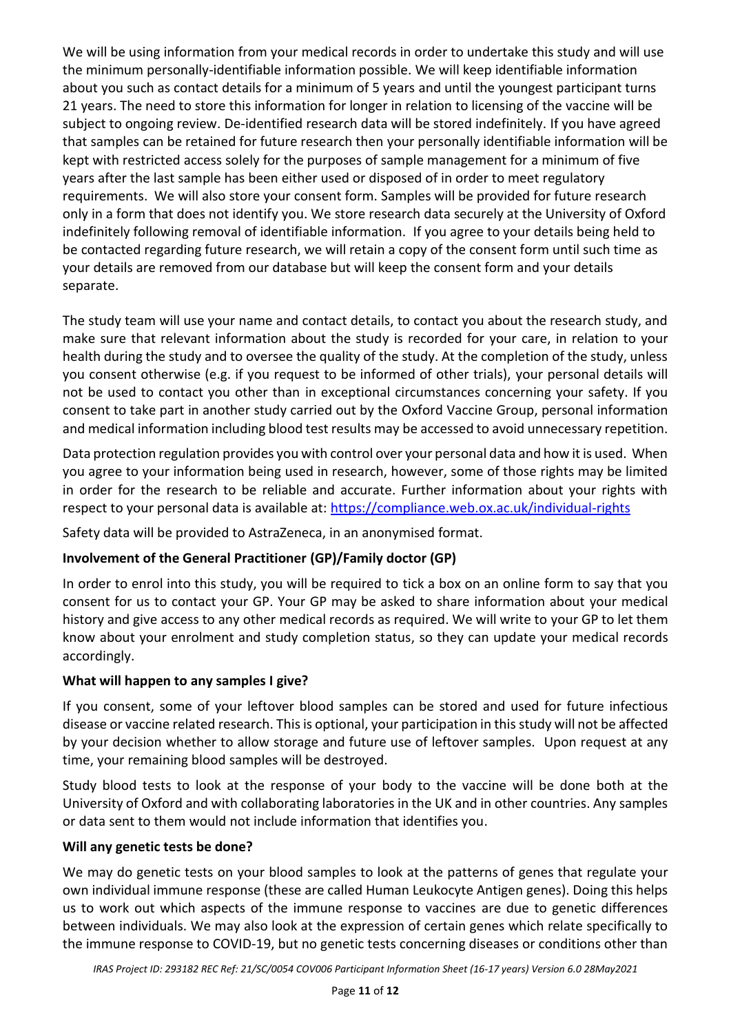We will be using information from your medical records in order to undertake this study and will use the minimum personally-identifiable information possible. We will keep identifiable information about you such as contact details for a minimum of 5 years and until the youngest participant turns 21 years. The need to store this information for longer in relation to licensing of the vaccine will be subject to ongoing review. De-identified research data will be stored indefinitely. If you have agreed that samples can be retained for future research then your personally identifiable information will be kept with restricted access solely for the purposes of sample management for a minimum of five years after the last sample has been either used or disposed of in order to meet regulatory requirements. We will also store your consent form. Samples will be provided for future research only in a form that does not identify you. We store research data securely at the University of Oxford indefinitely following removal of identifiable information. If you agree to your details being held to be contacted regarding future research, we will retain a copy of the consent form until such time as your details are removed from our database but will keep the consent form and your details separate.

The study team will use your name and contact details, to contact you about the research study, and make sure that relevant information about the study is recorded for your care, in relation to your health during the study and to oversee the quality of the study. At the completion of the study, unless you consent otherwise (e.g. if you request to be informed of other trials), your personal details will not be used to contact you other than in exceptional circumstances concerning your safety. If you consent to take part in another study carried out by the Oxford Vaccine Group, personal information and medical information including blood test results may be accessed to avoid unnecessary repetition.

Data protection regulation provides you with control over your personal data and how it is used. When you agree to your information being used in research, however, some of those rights may be limited in order for the research to be reliable and accurate. Further information about your rights with respect to your personal data is available at: https://compliance.web.ox.ac.uk/individual-rights

Safety data will be provided to AstraZeneca, in an anonymised format.

**Involvement of the General Practitioner (GP)/Family doctor (GP)**

In order to enrol into this study, you will be required to tick a box on an online form to say that you consent for us to contact your GP. Your GP may be asked to share information about your medical history and give access to any other medical records as required. We will write to your GP to let them know about your enrolment and study completion status, so they can update your medical records accordingly.

**What will happen to any samples I give?**

If you consent, some of your leftover blood samples can be stored and used for future infectious disease or vaccine related research. This is optional, your participation in this study will not be affected by your decision whether to allow storage and future use of leftover samples. Upon request at any time, your remaining blood samples will be destroyed.

Study blood tests to look at the response of your body to the vaccine will be done both at the University of Oxford and with collaborating laboratories in the UK and in other countries. Any samples or data sent to them would not include information that identifies you.

**Will any genetic tests be done?**

We may do genetic tests on your blood samples to look at the patterns of genes that regulate your own individual immune response (these are called Human Leukocyte Antigen genes). Doing this helps us to work out which aspects of the immune response to vaccines are due to genetic differences between individuals. We may also look at the expression of certain genes which relate specifically to the immune response to COVID-19, but no genetic tests concerning diseases or conditions other than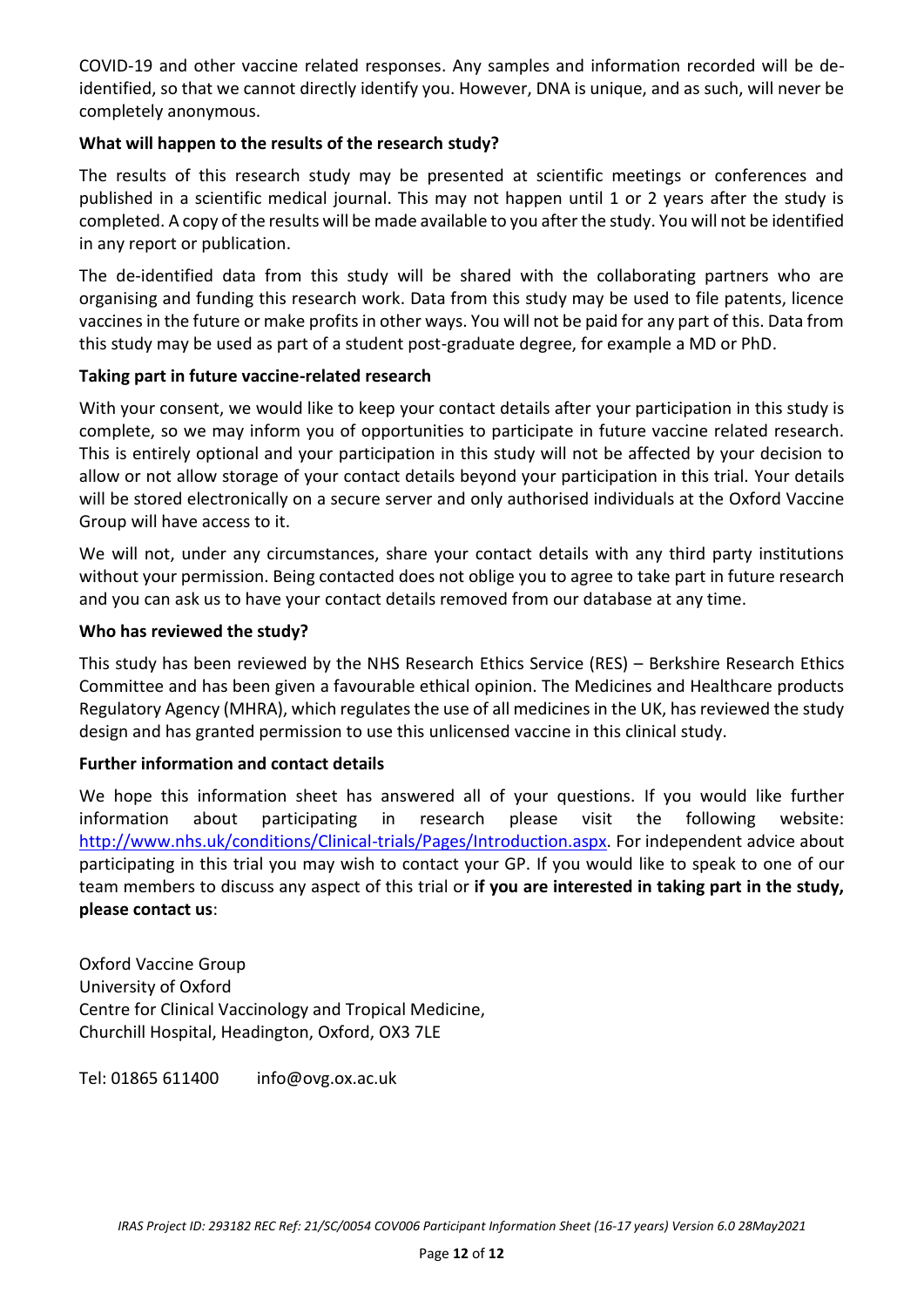COVID-19 and other vaccine related responses. Any samples and information recorded will be de-identified, so that we cannot directly identify you. However, DNA is unique, and as such, will never be completely anonymous.

**What will happen to the results of the research study?**

The results of this research study may be presented at scientific meetings or conferences and published in a scientific medical journal. This may not happen until 1 or 2 years after the study is completed. A copy of the results will be made available to you after the study. You will not be identified in any report or publication.

The de-identified data from this study will be shared with the collaborating partners who are organising and funding this research work. Data from this study may be used to file patents, licence vaccines in the future or make profits in other ways. You will not be paid for any part of this. Data from this study may be used as part of a student post-graduate degree, for example a MD or PhD.

**Taking part in future vaccine-related research**

With your consent, we would like to keep your contact details after your participation in this study is complete, so we may inform you of opportunities to participate in future vaccine related research. This is entirely optional and your participation in this study will not be affected by your decision to allow or not allow storage of your contact details beyond your participation in this trial. Your details will be stored electronically on a secure server and only authorised individuals at the Oxford Vaccine Group will have access to it.

We will not, under any circumstances, share your contact details with any third party institutions without your permission. Being contacted does not oblige you to agree to take part in future research and you can ask us to have your contact details removed from our database at any time.

**Who has reviewed the study?**

This study has been reviewed by the NHS Research Ethics Service (RES) – Berkshire Research Ethics Committee and has been given a favourable ethical opinion. The Medicines and Healthcare products Regulatory Agency (MHRA), which regulates the use of all medicines in the UK, has reviewed the study design and has granted permission to use this unlicensed vaccine in this clinical study.

**Further information and contact details**

We hope this information sheet has answered all of your questions. If you would like further information about participating in research please visit the following website: http://www.nhs.uk/conditions/Clinical-trials/Pages/Introduction.aspx. For independent advice about participating in this trial you may wish to contact your GP. If you would like to speak to one of our team members to discuss any aspect of this trial or **if you are interested in taking part in the study, please contact us**:

Oxford Vaccine Group
University of Oxford
Centre for Clinical Vaccinology and Tropical Medicine,
Churchill Hospital, Headington, Oxford, OX3 7LE

Tel: 01865 611400 info@ovg.ox.ac.uk